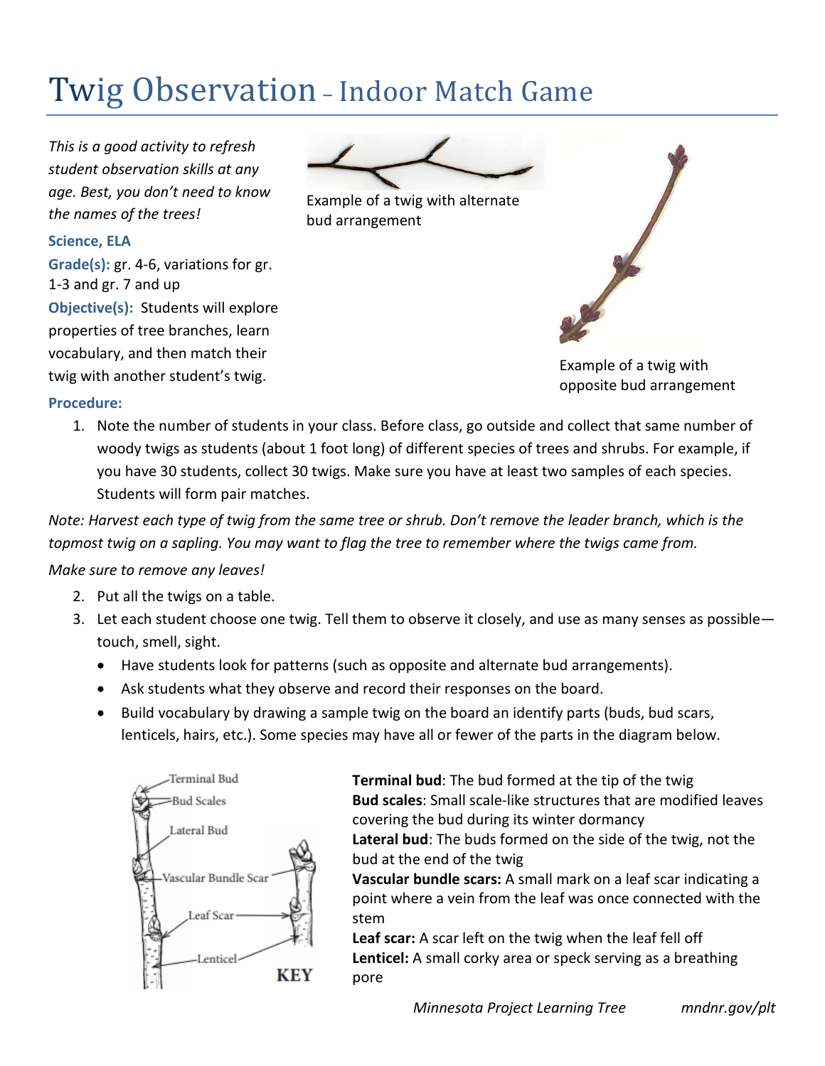# Twig Observation – Indoor Match Game

*This is a good activity to refresh student observation skills at any age. Best, you don't need to know the names of the trees!*

**Science, ELA**

**Grade(s):** gr. 4-6, variations for gr. 1-3 and gr. 7 and up

**Objective(s):** Students will explore properties of tree branches, learn vocabulary, and then match their twig with another student's twig.

Example of a twig with alternate bud arrangement

Example of a twig with opposite bud arrangement

**Procedure:**

1. Note the number of students in your class. Before class, go outside and collect that same number of woody twigs as students (about 1 foot long) of different species of trees and shrubs. For example, if you have 30 students, collect 30 twigs. Make sure you have at least two samples of each species. Students will form pair matches.

*Note: Harvest each type of twig from the same tree or shrub. Don't remove the leader branch, which is the topmost twig on a sapling. You may want to flag the tree to remember where the twigs came from.*

*Make sure to remove any leaves!*

2. Put all the twigs on a table.
3. Let each student choose one twig. Tell them to observe it closely, and use as many senses as possible—touch, smell, sight.
   - Have students look for patterns (such as opposite and alternate bud arrangements).
   - Ask students what they observe and record their responses on the board.
   - Build vocabulary by drawing a sample twig on the board an identify parts (buds, bud scars, lenticels, hairs, etc.). Some species may have all or fewer of the parts in the diagram below.

Terminal Bud
Bud Scales
Lateral Bud
Vascular Bundle Scar
Leaf Scar
Lenticel
KEY

**Terminal bud**: The bud formed at the tip of the twig
**Bud scales**: Small scale-like structures that are modified leaves covering the bud during its winter dormancy
**Lateral bud**: The buds formed on the side of the twig, not the bud at the end of the twig
**Vascular bundle scars:** A small mark on a leaf scar indicating a point where a vein from the leaf was once connected with the stem
**Leaf scar:** A scar left on the twig when the leaf fell off
**Lenticel:** A small corky area or speck serving as a breathing pore

*Minnesota Project Learning Tree* *mndnr.gov/plt*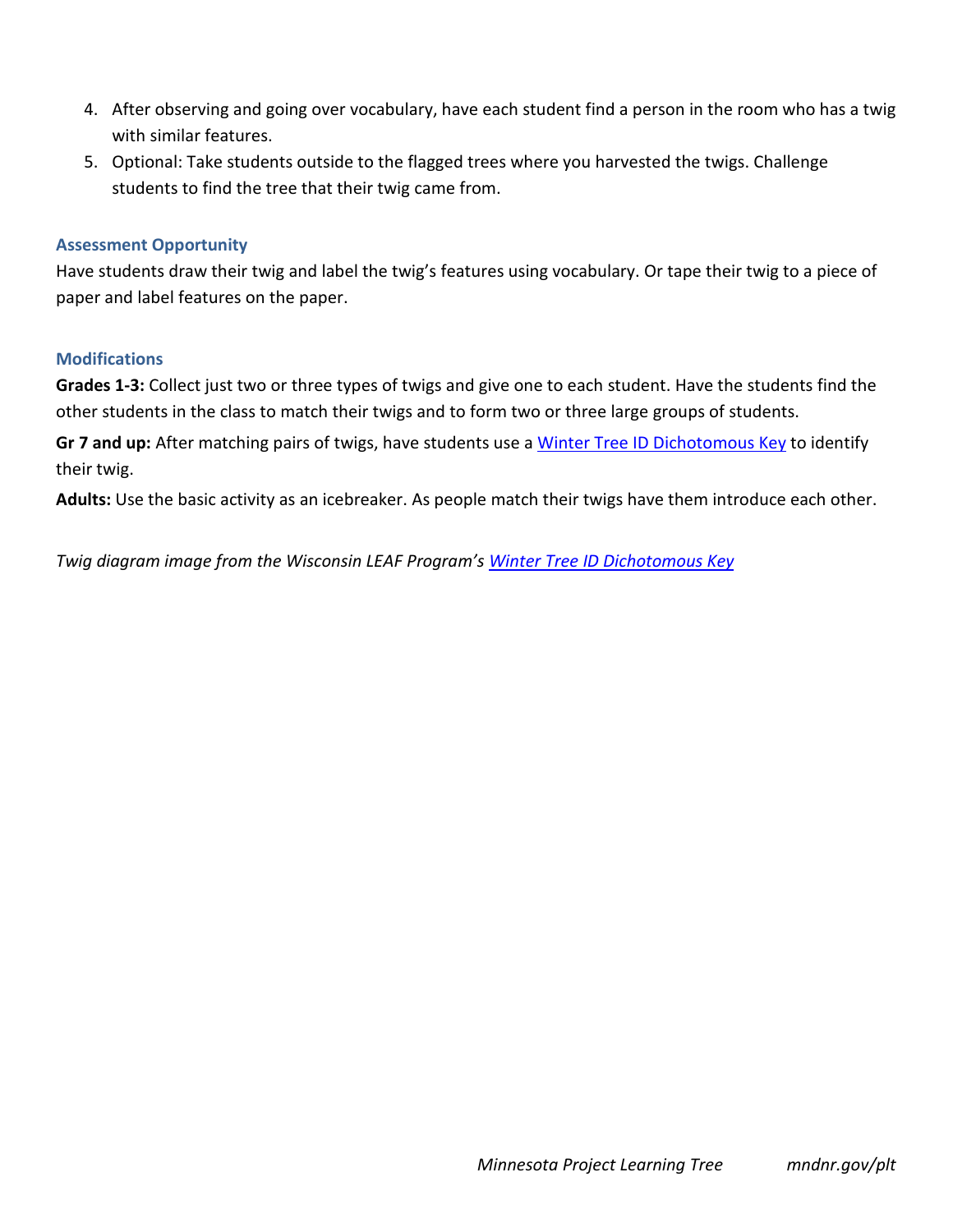4. After observing and going over vocabulary, have each student find a person in the room who has a twig with similar features.
5. Optional: Take students outside to the flagged trees where you harvested the twigs. Challenge students to find the tree that their twig came from.

### Assessment Opportunity

Have students draw their twig and label the twig's features using vocabulary. Or tape their twig to a piece of paper and label features on the paper.

### Modifications

**Grades 1-3:** Collect just two or three types of twigs and give one to each student. Have the students find the other students in the class to match their twigs and to form two or three large groups of students.

**Gr 7 and up:** After matching pairs of twigs, have students use a Winter Tree ID Dichotomous Key to identify their twig.

**Adults:** Use the basic activity as an icebreaker. As people match their twigs have them introduce each other.

*Twig diagram image from the Wisconsin LEAF Program's Winter Tree ID Dichotomous Key*